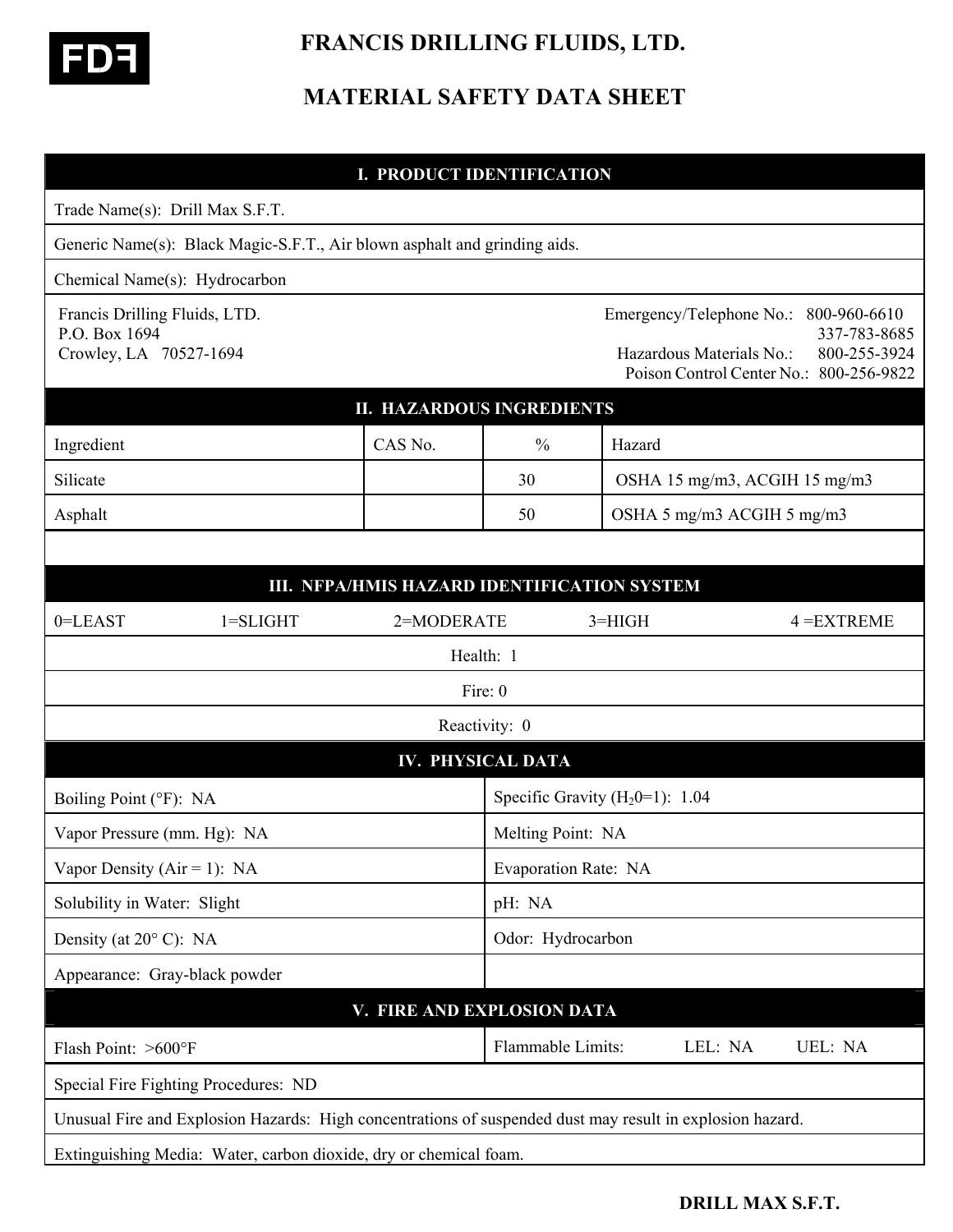# FRANCIS DRILLING FLUIDS, LTD.

# MATERIAL SAFETY DATA SHEET

## I. PRODUCT IDENTIFICATION

Trade Name(s): Drill Max S.F.T.

Generic Name(s): Black Magic-S.F.T., Air blown asphalt and grinding aids.

Chemical Name(s): Hydrocarbon

Francis Drilling Fluids, LTD.
P.O. Box 1694
Crowley, LA 70527-1694

Emergency/Telephone No.: 800-960-6610
337-783-8685
Hazardous Materials No.: 800-255-3924
Poison Control Center No.: 800-256-9822

## II. HAZARDOUS INGREDIENTS

| Ingredient | CAS No. | % | Hazard |
|---|---|---|---|
| Silicate | | 30 | OSHA 15 mg/m3, ACGIH 15 mg/m3 |
| Asphalt | | 50 | OSHA 5 mg/m3 ACGIH 5 mg/m3 |

## III. NFPA/HMIS HAZARD IDENTIFICATION SYSTEM

0=LEAST 1=SLIGHT 2=MODERATE 3=HIGH 4 =EXTREME

Health: 1

Fire: 0

Reactivity: 0

## IV. PHYSICAL DATA

| | |
|---|---|
| Boiling Point (°F): NA | Specific Gravity ($H_20$=1): 1.04 |
| Vapor Pressure (mm. Hg): NA | Melting Point: NA |
| Vapor Density (Air = 1): NA | Evaporation Rate: NA |
| Solubility in Water: Slight | pH: NA |
| Density (at 20° C): NA | Odor: Hydrocarbon |
| Appearance: Gray-black powder | |

## V. FIRE AND EXPLOSION DATA

| | |
|---|---|
| Flash Point: >600°F | Flammable Limits: LEL: NA UEL: NA |

Special Fire Fighting Procedures: ND

Unusual Fire and Explosion Hazards: High concentrations of suspended dust may result in explosion hazard.

Extinguishing Media: Water, carbon dioxide, dry or chemical foam.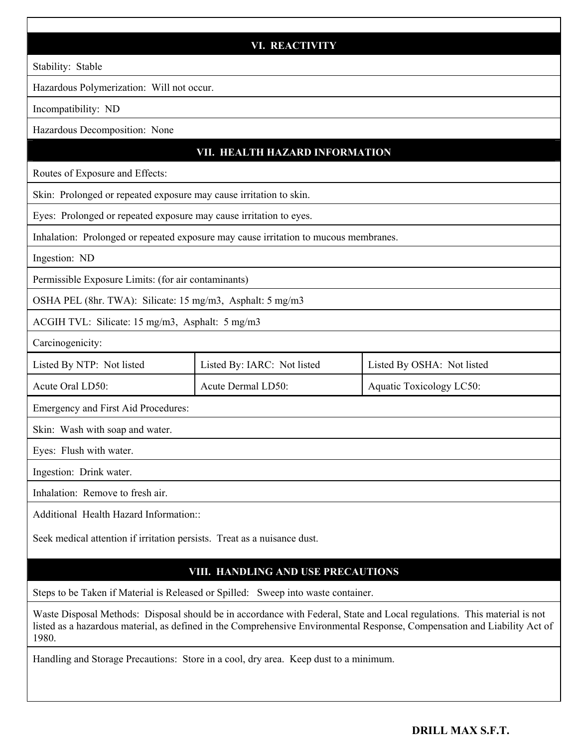## VI. REACTIVITY

Stability: Stable

Hazardous Polymerization: Will not occur.

Incompatibility: ND

Hazardous Decomposition: None

## VII. HEALTH HAZARD INFORMATION

Routes of Exposure and Effects:

Skin: Prolonged or repeated exposure may cause irritation to skin.

Eyes: Prolonged or repeated exposure may cause irritation to eyes.

Inhalation: Prolonged or repeated exposure may cause irritation to mucous membranes.

Ingestion: ND

Permissible Exposure Limits: (for air contaminants)

OSHA PEL (8hr. TWA): Silicate: 15 mg/m3, Asphalt: 5 mg/m3

ACGIH TVL: Silicate: 15 mg/m3, Asphalt: 5 mg/m3

Carcinogenicity:

| Listed By NTP: Not listed | Listed By: IARC: Not listed | Listed By OSHA: Not listed |
|---|---|---|
| Acute Oral LD50: | Acute Dermal LD50: | Aquatic Toxicology LC50: |

Emergency and First Aid Procedures:

Skin: Wash with soap and water.

Eyes: Flush with water.

Ingestion: Drink water.

Inhalation: Remove to fresh air.

Additional Health Hazard Information::

Seek medical attention if irritation persists. Treat as a nuisance dust.

## VIII. HANDLING AND USE PRECAUTIONS

Steps to be Taken if Material is Released or Spilled: Sweep into waste container.

Waste Disposal Methods: Disposal should be in accordance with Federal, State and Local regulations. This material is not listed as a hazardous material, as defined in the Comprehensive Environmental Response, Compensation and Liability Act of 1980.

Handling and Storage Precautions: Store in a cool, dry area. Keep dust to a minimum.

**DRILL MAX S.F.T.**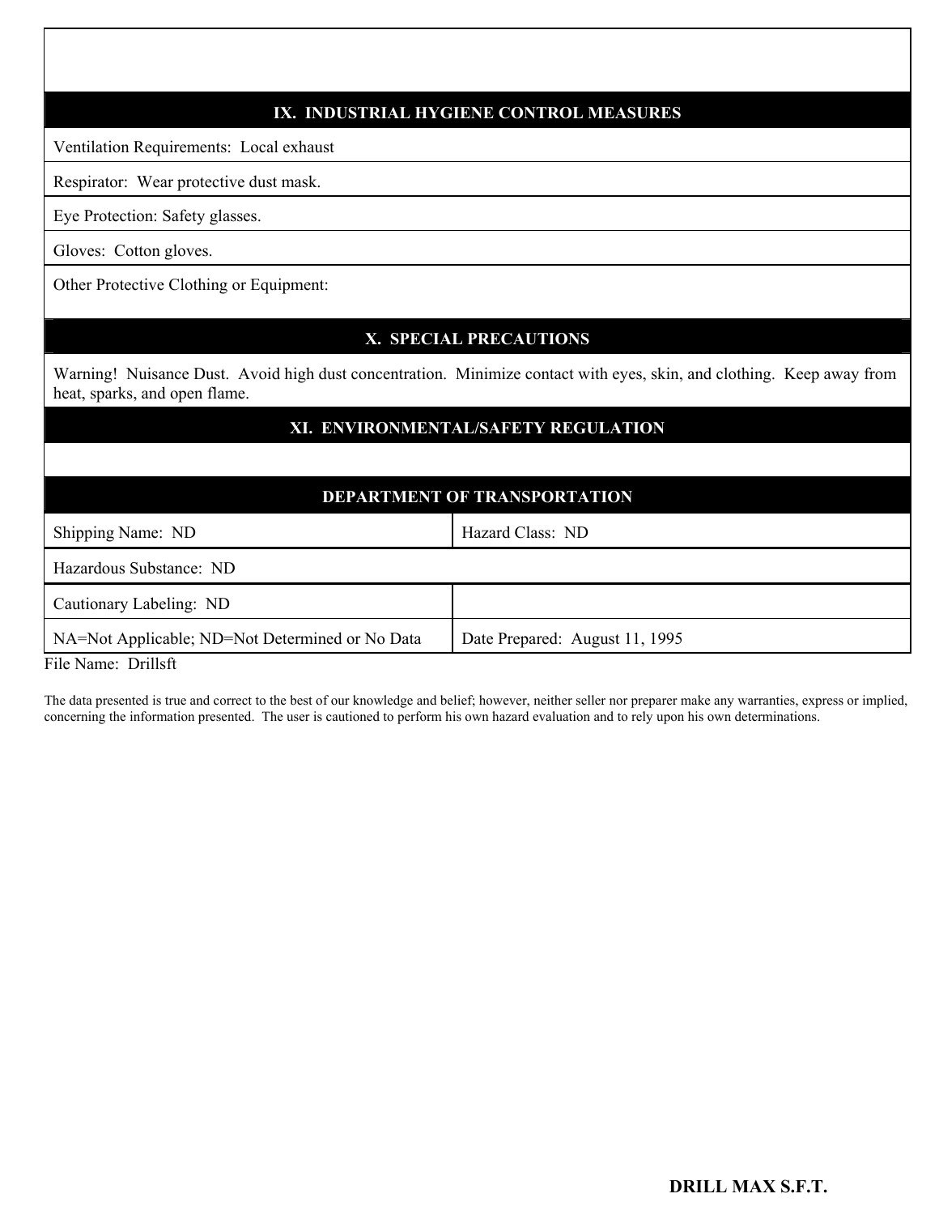## IX. INDUSTRIAL HYGIENE CONTROL MEASURES

Ventilation Requirements: Local exhaust

Respirator: Wear protective dust mask.

Eye Protection: Safety glasses.

Gloves: Cotton gloves.

Other Protective Clothing or Equipment:

## X. SPECIAL PRECAUTIONS

Warning! Nuisance Dust. Avoid high dust concentration. Minimize contact with eyes, skin, and clothing. Keep away from heat, sparks, and open flame.

## XI. ENVIRONMENTAL/SAFETY REGULATION

## DEPARTMENT OF TRANSPORTATION

| | |
|---|---|
| Shipping Name: ND | Hazard Class: ND |
| Hazardous Substance: ND | |
| Cautionary Labeling: ND | |
| NA=Not Applicable; ND=Not Determined or No Data | Date Prepared: August 11, 1995 |

File Name: Drillsft

The data presented is true and correct to the best of our knowledge and belief; however, neither seller nor preparer make any warranties, express or implied, concerning the information presented. The user is cautioned to perform his own hazard evaluation and to rely upon his own determinations.

**DRILL MAX S.F.T.**